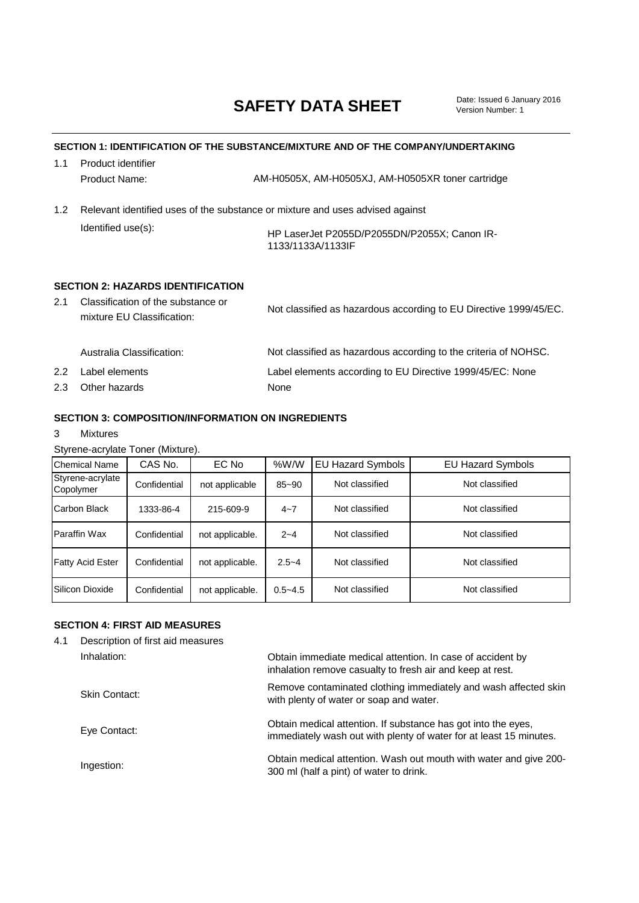# SAFETY DATA SHEET

Date: Issued 6 January 2016
Version Number: 1

## SECTION 1: IDENTIFICATION OF THE SUBSTANCE/MIXTURE AND OF THE COMPANY/UNDERTAKING

1.1 Product identifier

Product Name: AM-H0505X, AM-H0505XJ, AM-H0505XR toner cartridge

1.2 Relevant identified uses of the substance or mixture and uses advised against

Identified use(s): HP LaserJet P2055D/P2055DN/P2055X; Canon IR-1133/1133A/1133IF

## SECTION 2: HAZARDS IDENTIFICATION

2.1 Classification of the substance or mixture EU Classification: Not classified as hazardous according to EU Directive 1999/45/EC.

Australia Classification: Not classified as hazardous according to the criteria of NOHSC.

2.2 Label elements: Label elements according to EU Directive 1999/45/EC: None

2.3 Other hazards: None

## SECTION 3: COMPOSITION/INFORMATION ON INGREDIENTS

3 Mixtures

Styrene-acrylate Toner (Mixture).

| Chemical Name | CAS No. | EC No | %W/W | EU Hazard Symbols | EU Hazard Symbols |
|---|---|---|---|---|---|
| Styrene-acrylate Copolymer | Confidential | not applicable | 85~90 | Not classified | Not classified |
| Carbon Black | 1333-86-4 | 215-609-9 | 4~7 | Not classified | Not classified |
| Paraffin Wax | Confidential | not applicable. | 2~4 | Not classified | Not classified |
| Fatty Acid Ester | Confidential | not applicable. | 2.5~4 | Not classified | Not classified |
| Silicon Dioxide | Confidential | not applicable. | 0.5~4.5 | Not classified | Not classified |

## SECTION 4: FIRST AID MEASURES

4.1 Description of first aid measures

Inhalation: Obtain immediate medical attention. In case of accident by inhalation remove casualty to fresh air and keep at rest.

Skin Contact: Remove contaminated clothing immediately and wash affected skin with plenty of water or soap and water.

Eye Contact: Obtain medical attention. If substance has got into the eyes, immediately wash out with plenty of water for at least 15 minutes.

Ingestion: Obtain medical attention. Wash out mouth with water and give 200-300 ml (half a pint) of water to drink.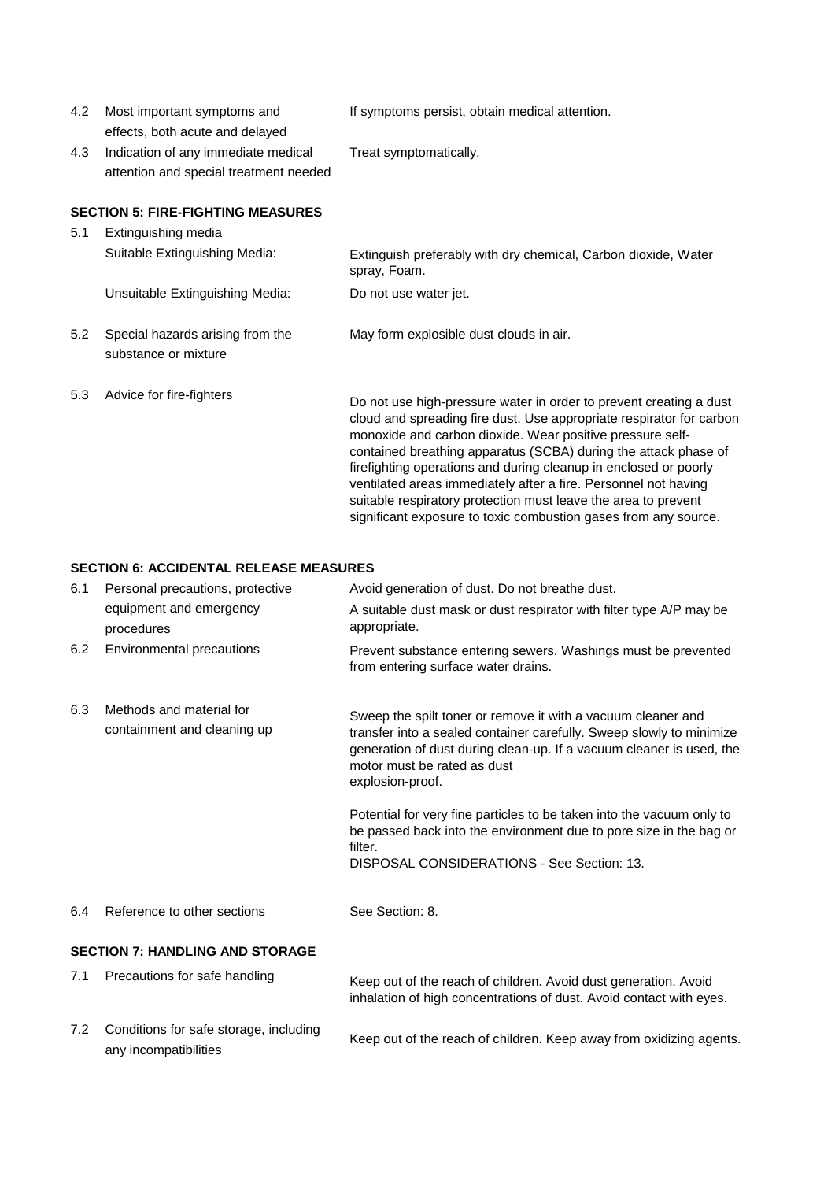| | | |
|---|---|---|
| 4.2 | Most important symptoms and effects, both acute and delayed | If symptoms persist, obtain medical attention. |
| 4.3 | Indication of any immediate medical attention and special treatment needed | Treat symptomatically. |

### SECTION 5: FIRE-FIGHTING MEASURES

| | | |
|---|---|---|
| 5.1 | Extinguishing media | |
| | Suitable Extinguishing Media: | Extinguish preferably with dry chemical, Carbon dioxide, Water spray, Foam. |
| | Unsuitable Extinguishing Media: | Do not use water jet. |
| 5.2 | Special hazards arising from the substance or mixture | May form explosible dust clouds in air. |
| 5.3 | Advice for fire-fighters | Do not use high-pressure water in order to prevent creating a dust cloud and spreading fire dust. Use appropriate respirator for carbon monoxide and carbon dioxide. Wear positive pressure self-contained breathing apparatus (SCBA) during the attack phase of firefighting operations and during cleanup in enclosed or poorly ventilated areas immediately after a fire. Personnel not having suitable respiratory protection must leave the area to prevent significant exposure to toxic combustion gases from any source. |

### SECTION 6: ACCIDENTAL RELEASE MEASURES

| | | |
|---|---|---|
| 6.1 | Personal precautions, protective equipment and emergency procedures | Avoid generation of dust. Do not breathe dust.<br>A suitable dust mask or dust respirator with filter type A/P may be appropriate. |
| 6.2 | Environmental precautions | Prevent substance entering sewers. Washings must be prevented from entering surface water drains. |
| 6.3 | Methods and material for containment and cleaning up | Sweep the spilt toner or remove it with a vacuum cleaner and transfer into a sealed container carefully. Sweep slowly to minimize generation of dust during clean-up. If a vacuum cleaner is used, the motor must be rated as dust explosion-proof.<br><br>Potential for very fine particles to be taken into the vacuum only to be passed back into the environment due to pore size in the bag or filter.<br>DISPOSAL CONSIDERATIONS - See Section: 13. |
| 6.4 | Reference to other sections | See Section: 8. |

### SECTION 7: HANDLING AND STORAGE

| | | |
|---|---|---|
| 7.1 | Precautions for safe handling | Keep out of the reach of children. Avoid dust generation. Avoid inhalation of high concentrations of dust. Avoid contact with eyes. |
| 7.2 | Conditions for safe storage, including any incompatibilities | Keep out of the reach of children. Keep away from oxidizing agents. |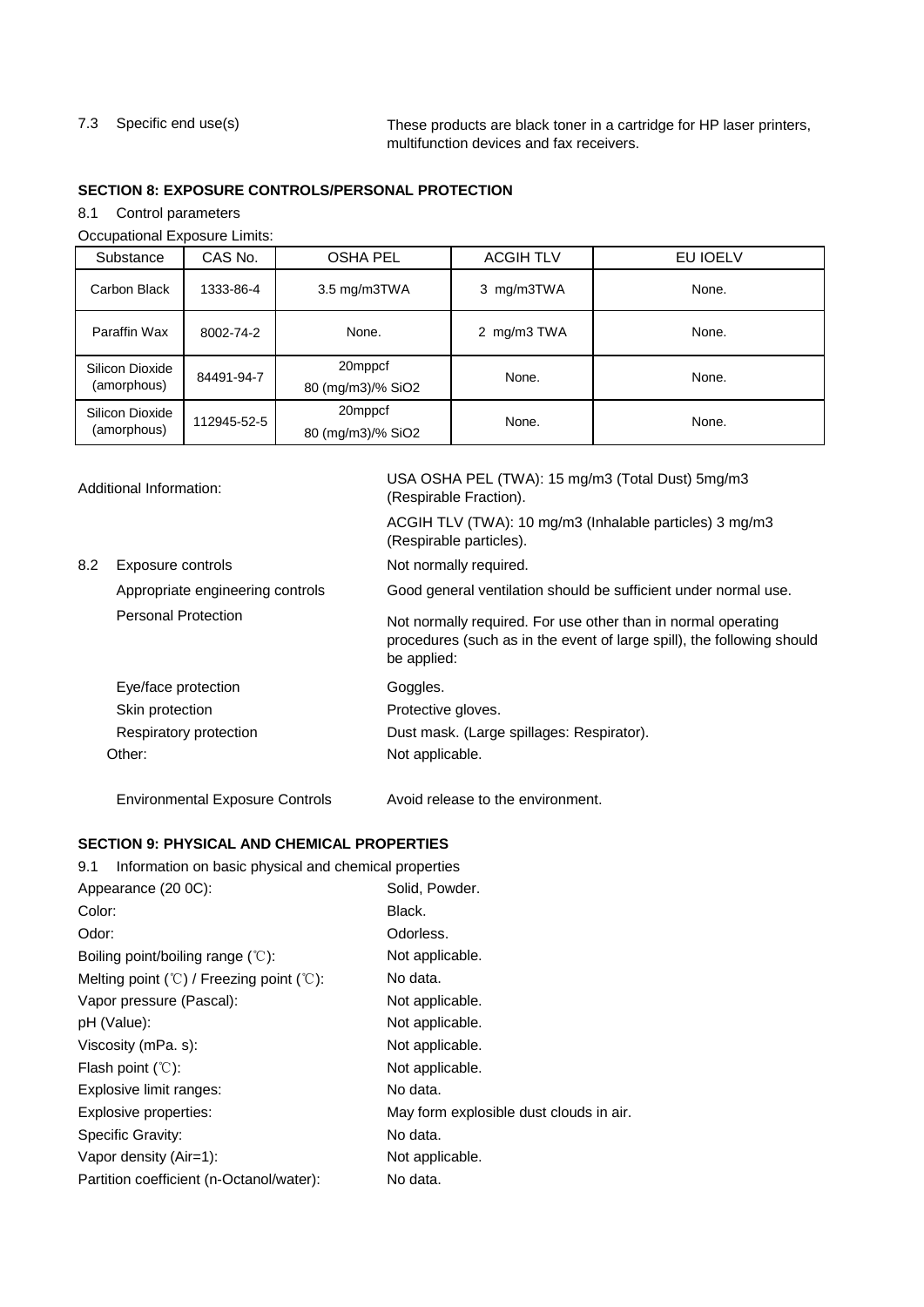7.3 Specific end use(s) These products are black toner in a cartridge for HP laser printers, multifunction devices and fax receivers.

## SECTION 8: EXPOSURE CONTROLS/PERSONAL PROTECTION

8.1 Control parameters

Occupational Exposure Limits:

| Substance | CAS No. | OSHA PEL | ACGIH TLV | EU IOELV |
|---|---|---|---|---|
| Carbon Black | 1333-86-4 | 3.5 mg/m3TWA | 3 mg/m3TWA | None. |
| Paraffin Wax | 8002-74-2 | None. | 2 mg/m3 TWA | None. |
| Silicon Dioxide (amorphous) | 84491-94-7 | 20mppcf 80 (mg/m3)/% SiO2 | None. | None. |
| Silicon Dioxide (amorphous) | 112945-52-5 | 20mppcf 80 (mg/m3)/% SiO2 | None. | None. |

Additional Information: USA OSHA PEL (TWA): 15 mg/m3 (Total Dust) 5mg/m3 (Respirable Fraction).

ACGIH TLV (TWA): 10 mg/m3 (Inhalable particles) 3 mg/m3 (Respirable particles).

8.2 Exposure controls: Not normally required.

Appropriate engineering controls: Good general ventilation should be sufficient under normal use.

Personal Protection: Not normally required. For use other than in normal operating procedures (such as in the event of large spill), the following should be applied:

Eye/face protection: Goggles.

Skin protection: Protective gloves.

Respiratory protection: Dust mask. (Large spillages: Respirator).

Other: Not applicable.

Environmental Exposure Controls: Avoid release to the environment.

## SECTION 9: PHYSICAL AND CHEMICAL PROPERTIES

9.1 Information on basic physical and chemical properties

Appearance (20 0C): Solid, Powder.

Color: Black.

Odor: Odorless.

Boiling point/boiling range (℃): Not applicable.

Melting point (℃) / Freezing point (℃): No data.

Vapor pressure (Pascal): Not applicable.

pH (Value): Not applicable.

Viscosity (mPa. s): Not applicable.

Flash point (℃): Not applicable.

Explosive limit ranges: No data.

Explosive properties: May form explosible dust clouds in air.

Specific Gravity: No data.

Vapor density (Air=1): Not applicable.

Partition coefficient (n-Octanol/water): No data.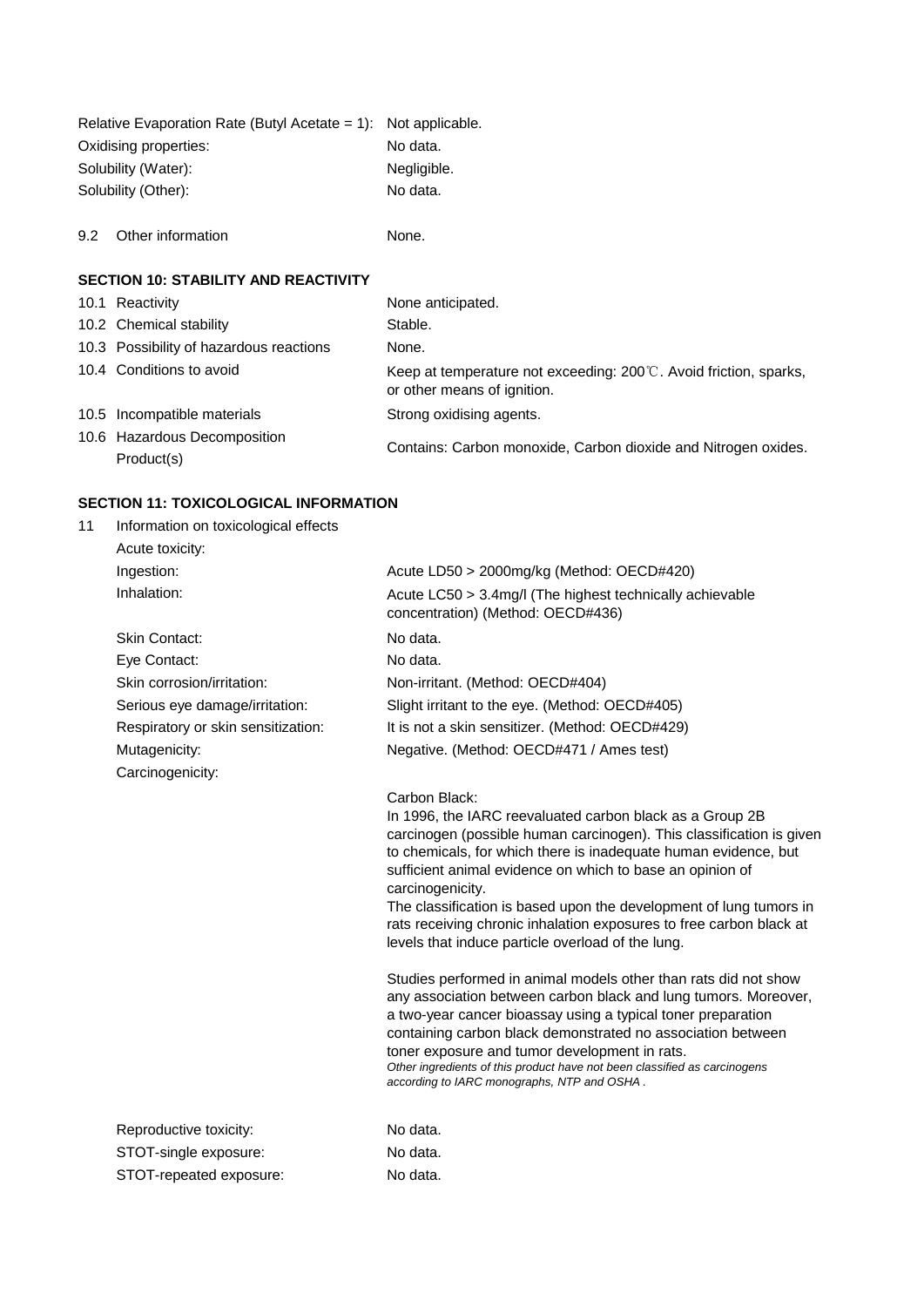| | |
|---|---|
| Relative Evaporation Rate (Butyl Acetate = 1): | Not applicable. |
| Oxidising properties: | No data. |
| Solubility (Water): | Negligible. |
| Solubility (Other): | No data. |

| | | |
|---|---|---|
| 9.2 | Other information | None. |

**SECTION 10: STABILITY AND REACTIVITY**

| | | |
|---|---|---|
| 10.1 | Reactivity | None anticipated. |
| 10.2 | Chemical stability | Stable. |
| 10.3 | Possibility of hazardous reactions | None. |
| 10.4 | Conditions to avoid | Keep at temperature not exceeding: 200℃. Avoid friction, sparks, or other means of ignition. |
| 10.5 | Incompatible materials | Strong oxidising agents. |
| 10.6 | Hazardous Decomposition Product(s) | Contains: Carbon monoxide, Carbon dioxide and Nitrogen oxides. |

**SECTION 11: TOXICOLOGICAL INFORMATION**

11 Information on toxicological effects

| | |
|---|---|
| Acute toxicity: | |
| Ingestion: | Acute LD50 > 2000mg/kg (Method: OECD#420) |
| Inhalation: | Acute LC50 > 3.4mg/l (The highest technically achievable concentration) (Method: OECD#436) |
| Skin Contact: | No data. |
| Eye Contact: | No data. |
| Skin corrosion/irritation: | Non-irritant. (Method: OECD#404) |
| Serious eye damage/irritation: | Slight irritant to the eye. (Method: OECD#405) |
| Respiratory or skin sensitization: | It is not a skin sensitizer. (Method: OECD#429) |
| Mutagenicity: | Negative. (Method: OECD#471 / Ames test) |
| Carcinogenicity: | |

Carbon Black:
In 1996, the IARC reevaluated carbon black as a Group 2B carcinogen (possible human carcinogen). This classification is given to chemicals, for which there is inadequate human evidence, but sufficient animal evidence on which to base an opinion of carcinogenicity.
The classification is based upon the development of lung tumors in rats receiving chronic inhalation exposures to free carbon black at levels that induce particle overload of the lung.

Studies performed in animal models other than rats did not show any association between carbon black and lung tumors. Moreover, a two-year cancer bioassay using a typical toner preparation containing carbon black demonstrated no association between toner exposure and tumor development in rats.
*Other ingredients of this product have not been classified as carcinogens according to IARC monographs, NTP and OSHA .*

| | |
|---|---|
| Reproductive toxicity: | No data. |
| STOT-single exposure: | No data. |
| STOT-repeated exposure: | No data. |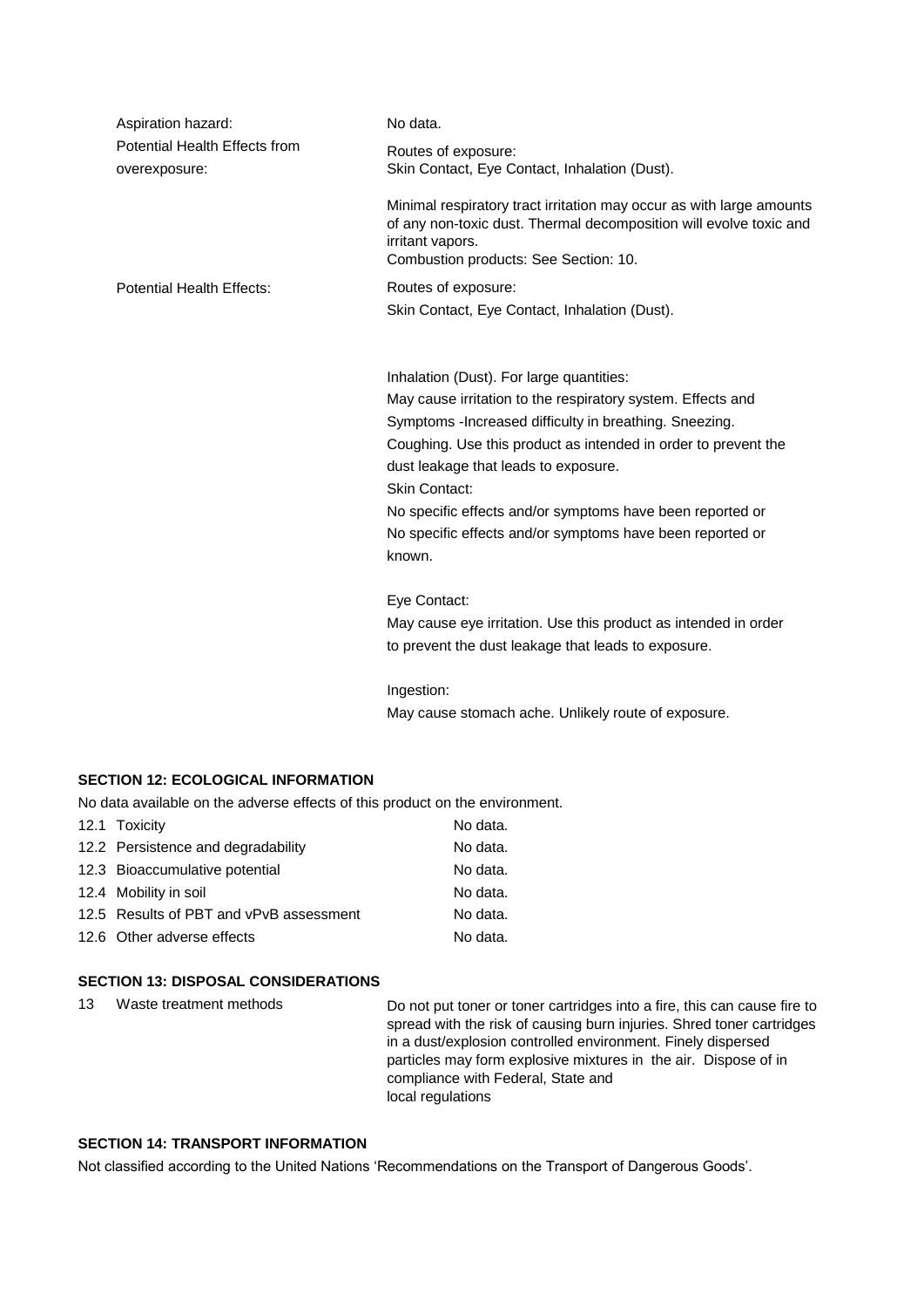Aspiration hazard: No data.

Potential Health Effects from overexposure:

Routes of exposure:
Skin Contact, Eye Contact, Inhalation (Dust).

Minimal respiratory tract irritation may occur as with large amounts of any non-toxic dust. Thermal decomposition will evolve toxic and irritant vapors.
Combustion products: See Section: 10.

Potential Health Effects:

Routes of exposure:
Skin Contact, Eye Contact, Inhalation (Dust).

Inhalation (Dust). For large quantities:
May cause irritation to the respiratory system. Effects and Symptoms -Increased difficulty in breathing. Sneezing. Coughing. Use this product as intended in order to prevent the dust leakage that leads to exposure.
Skin Contact:
No specific effects and/or symptoms have been reported or No specific effects and/or symptoms have been reported or known.

Eye Contact:
May cause eye irritation. Use this product as intended in order to prevent the dust leakage that leads to exposure.

Ingestion:
May cause stomach ache. Unlikely route of exposure.

**SECTION 12: ECOLOGICAL INFORMATION**

No data available on the adverse effects of this product on the environment.

| | |
|---|---|
| 12.1 Toxicity | No data. |
| 12.2 Persistence and degradability | No data. |
| 12.3 Bioaccumulative potential | No data. |
| 12.4 Mobility in soil | No data. |
| 12.5 Results of PBT and vPvB assessment | No data. |
| 12.6 Other adverse effects | No data. |

**SECTION 13: DISPOSAL CONSIDERATIONS**

13 Waste treatment methods

Do not put toner or toner cartridges into a fire, this can cause fire to spread with the risk of causing burn injuries. Shred toner cartridges in a dust/explosion controlled environment. Finely dispersed particles may form explosive mixtures in the air. Dispose of in compliance with Federal, State and local regulations

**SECTION 14: TRANSPORT INFORMATION**

Not classified according to the United Nations 'Recommendations on the Transport of Dangerous Goods'.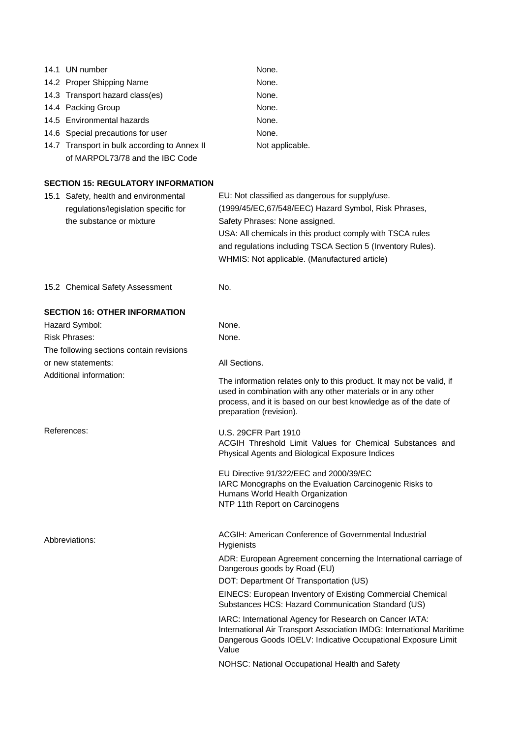| | |
|---|---|
| 14.1 UN number | None. |
| 14.2 Proper Shipping Name | None. |
| 14.3 Transport hazard class(es) | None. |
| 14.4 Packing Group | None. |
| 14.5 Environmental hazards | None. |
| 14.6 Special precautions for user | None. |
| 14.7 Transport in bulk according to Annex II of MARPOL73/78 and the IBC Code | Not applicable. |

## SECTION 15: REGULATORY INFORMATION

| | |
|---|---|
| 15.1 Safety, health and environmental regulations/legislation specific for the substance or mixture | EU: Not classified as dangerous for supply/use. (1999/45/EC,67/548/EEC) Hazard Symbol, Risk Phrases, Safety Phrases: None assigned. USA: All chemicals in this product comply with TSCA rules and regulations including TSCA Section 5 (Inventory Rules). WHMIS: Not applicable. (Manufactured article) |
| 15.2 Chemical Safety Assessment | No. |

## SECTION 16: OTHER INFORMATION

| | |
|---|---|
| Hazard Symbol: | None. |
| Risk Phrases: | None. |
| The following sections contain revisions or new statements: | All Sections. |
| Additional information: | The information relates only to this product. It may not be valid, if used in combination with any other materials or in any other process, and it is based on our best knowledge as of the date of preparation (revision). |

References:

U.S. 29CFR Part 1910
ACGIH Threshold Limit Values for Chemical Substances and Physical Agents and Biological Exposure Indices

EU Directive 91/322/EEC and 2000/39/EC
IARC Monographs on the Evaluation Carcinogenic Risks to Humans World Health Organization
NTP 11th Report on Carcinogens

Abbreviations:

ACGIH: American Conference of Governmental Industrial Hygienists

ADR: European Agreement concerning the International carriage of Dangerous goods by Road (EU)

DOT: Department Of Transportation (US)

EINECS: European Inventory of Existing Commercial Chemical Substances HCS: Hazard Communication Standard (US)

IARC: International Agency for Research on Cancer IATA: International Air Transport Association IMDG: International Maritime Dangerous Goods IOELV: Indicative Occupational Exposure Limit Value

NOHSC: National Occupational Health and Safety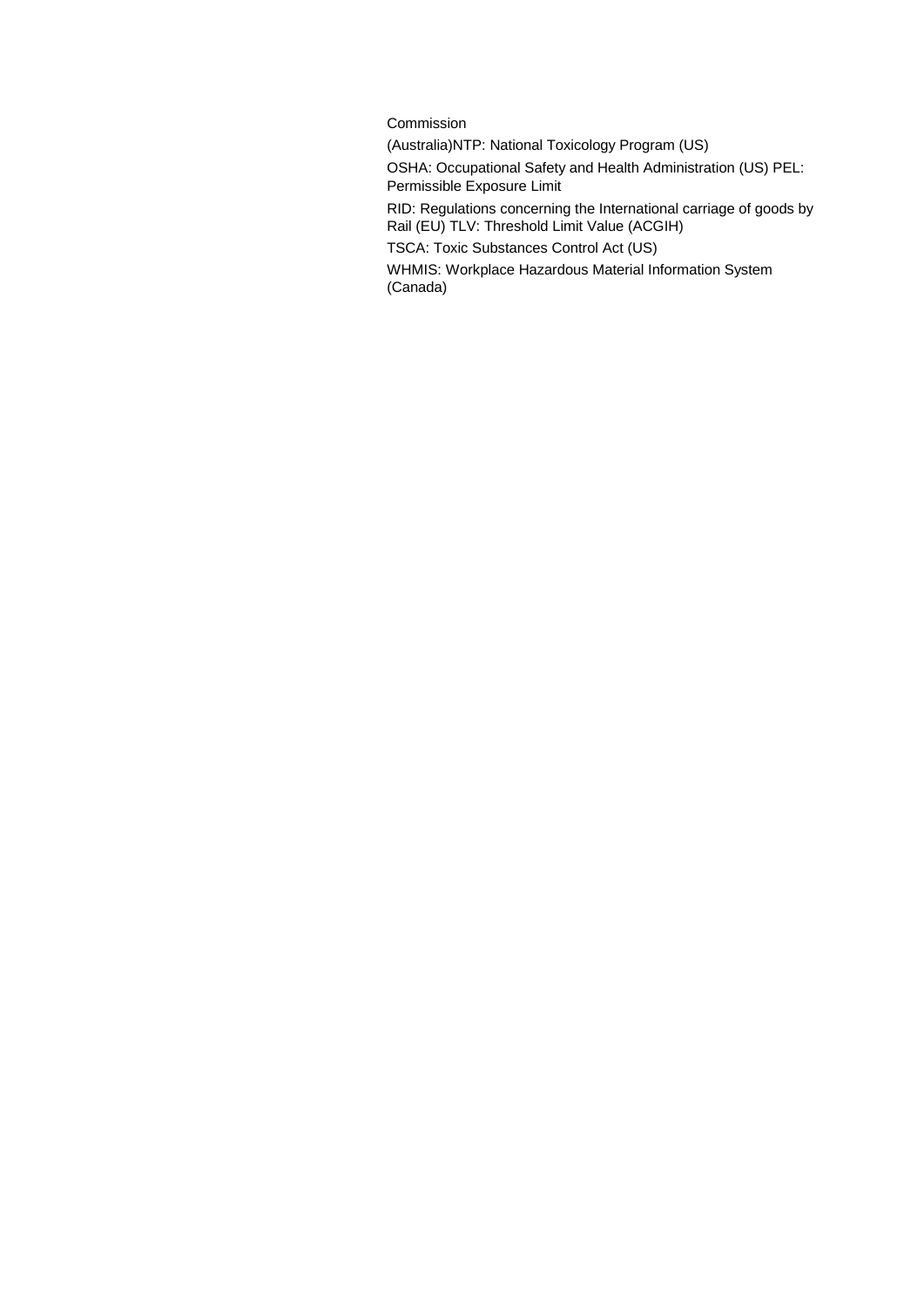Commission

(Australia)NTP: National Toxicology Program (US)

OSHA: Occupational Safety and Health Administration (US) PEL: Permissible Exposure Limit

RID: Regulations concerning the International carriage of goods by Rail (EU) TLV: Threshold Limit Value (ACGIH)

TSCA: Toxic Substances Control Act (US)

WHMIS: Workplace Hazardous Material Information System (Canada)